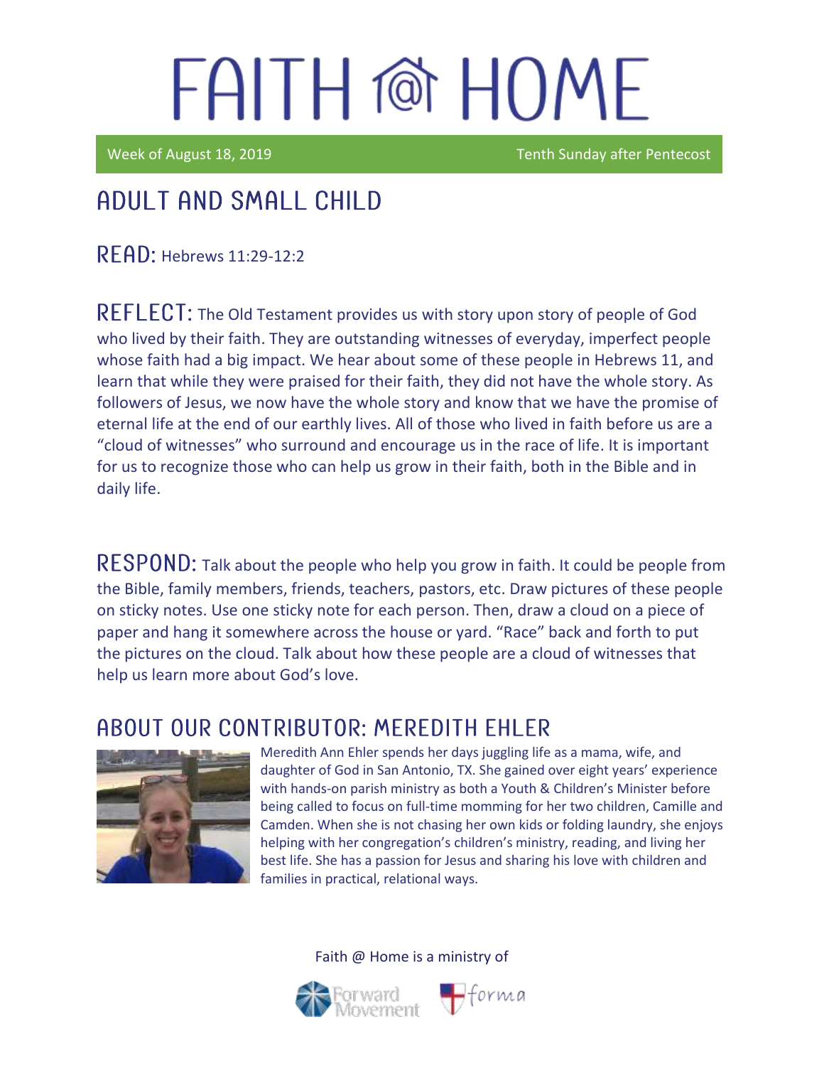# FAITH @ HOME

Week of August 18, 2019 Tenth Sunday after Pentecost

## ADULT AND SMALL CHILD

**READ:** Hebrews 11:29-12:2

**REFLECT:** The Old Testament provides us with story upon story of people of God who lived by their faith. They are outstanding witnesses of everyday, imperfect people whose faith had a big impact. We hear about some of these people in Hebrews 11, and learn that while they were praised for their faith, they did not have the whole story. As followers of Jesus, we now have the whole story and know that we have the promise of eternal life at the end of our earthly lives. All of those who lived in faith before us are a "cloud of witnesses" who surround and encourage us in the race of life. It is important for us to recognize those who can help us grow in their faith, both in the Bible and in daily life.

**RESPOND:** Talk about the people who help you grow in faith. It could be people from the Bible, family members, friends, teachers, pastors, etc. Draw pictures of these people on sticky notes. Use one sticky note for each person. Then, draw a cloud on a piece of paper and hang it somewhere across the house or yard. "Race" back and forth to put the pictures on the cloud. Talk about how these people are a cloud of witnesses that help us learn more about God's love.

## ABOUT OUR CONTRIBUTOR: MEREDITH EHLER

Meredith Ann Ehler spends her days juggling life as a mama, wife, and daughter of God in San Antonio, TX. She gained over eight years' experience with hands-on parish ministry as both a Youth & Children's Minister before being called to focus on full-time momming for her two children, Camille and Camden. When she is not chasing her own kids or folding laundry, she enjoys helping with her congregation's children's ministry, reading, and living her best life. She has a passion for Jesus and sharing his love with children and families in practical, relational ways.

Faith @ Home is a ministry of

Forward Movement forma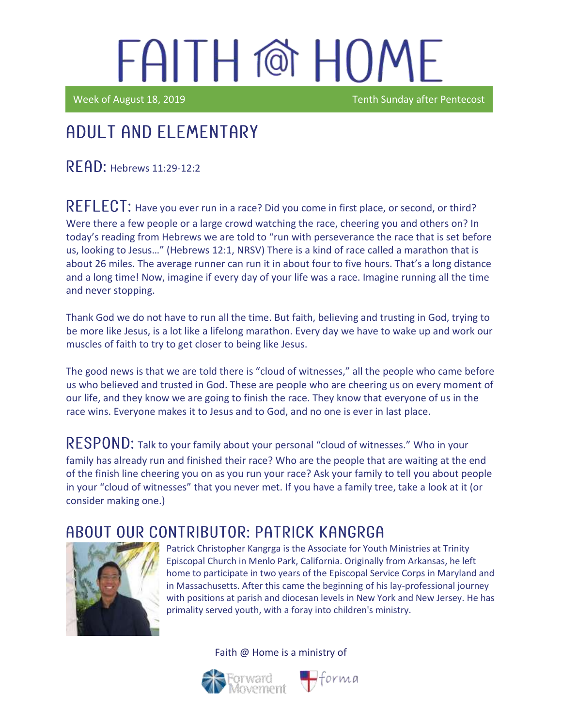# FAITH @ HOME

Week of August 18, 2019 Tenth Sunday after Pentecost

## ADULT AND ELEMENTARY

**READ:** Hebrews 11:29-12:2

**REFLECT:** Have you ever run in a race? Did you come in first place, or second, or third? Were there a few people or a large crowd watching the race, cheering you and others on? In today's reading from Hebrews we are told to "run with perseverance the race that is set before us, looking to Jesus…" (Hebrews 12:1, NRSV) There is a kind of race called a marathon that is about 26 miles. The average runner can run it in about four to five hours. That's a long distance and a long time! Now, imagine if every day of your life was a race. Imagine running all the time and never stopping.

Thank God we do not have to run all the time. But faith, believing and trusting in God, trying to be more like Jesus, is a lot like a lifelong marathon. Every day we have to wake up and work our muscles of faith to try to get closer to being like Jesus.

The good news is that we are told there is "cloud of witnesses," all the people who came before us who believed and trusted in God. These are people who are cheering us on every moment of our life, and they know we are going to finish the race. They know that everyone of us in the race wins. Everyone makes it to Jesus and to God, and no one is ever in last place.

**RESPOND:** Talk to your family about your personal "cloud of witnesses." Who in your family has already run and finished their race? Who are the people that are waiting at the end of the finish line cheering you on as you run your race? Ask your family to tell you about people in your "cloud of witnesses" that you never met. If you have a family tree, take a look at it (or consider making one.)

## ABOUT OUR CONTRIBUTOR: PATRICK KANGRGA

Patrick Christopher Kangrga is the Associate for Youth Ministries at Trinity Episcopal Church in Menlo Park, California. Originally from Arkansas, he left home to participate in two years of the Episcopal Service Corps in Maryland and in Massachusetts. After this came the beginning of his lay-professional journey with positions at parish and diocesan levels in New York and New Jersey. He has primality served youth, with a foray into children's ministry.

Faith @ Home is a ministry of Forward Movement and forma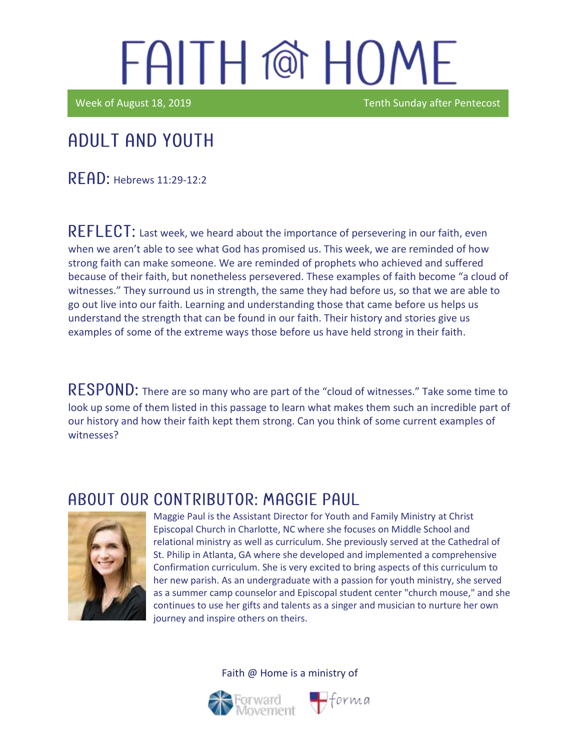# FAITH @ HOME

Week of August 18, 2019 Tenth Sunday after Pentecost

## ADULT AND YOUTH

**READ:** Hebrews 11:29-12:2

**REFLECT:** Last week, we heard about the importance of persevering in our faith, even when we aren't able to see what God has promised us. This week, we are reminded of how strong faith can make someone. We are reminded of prophets who achieved and suffered because of their faith, but nonetheless persevered. These examples of faith become "a cloud of witnesses." They surround us in strength, the same they had before us, so that we are able to go out live into our faith. Learning and understanding those that came before us helps us understand the strength that can be found in our faith. Their history and stories give us examples of some of the extreme ways those before us have held strong in their faith.

**RESPOND:** There are so many who are part of the "cloud of witnesses." Take some time to look up some of them listed in this passage to learn what makes them such an incredible part of our history and how their faith kept them strong. Can you think of some current examples of witnesses?

## ABOUT OUR CONTRIBUTOR: MAGGIE PAUL

Maggie Paul is the Assistant Director for Youth and Family Ministry at Christ Episcopal Church in Charlotte, NC where she focuses on Middle School and relational ministry as well as curriculum. She previously served at the Cathedral of St. Philip in Atlanta, GA where she developed and implemented a comprehensive Confirmation curriculum. She is very excited to bring aspects of this curriculum to her new parish. As an undergraduate with a passion for youth ministry, she served as a summer camp counselor and Episcopal student center "church mouse," and she continues to use her gifts and talents as a singer and musician to nurture her own journey and inspire others on theirs.

Faith @ Home is a ministry of

Forward Movement forma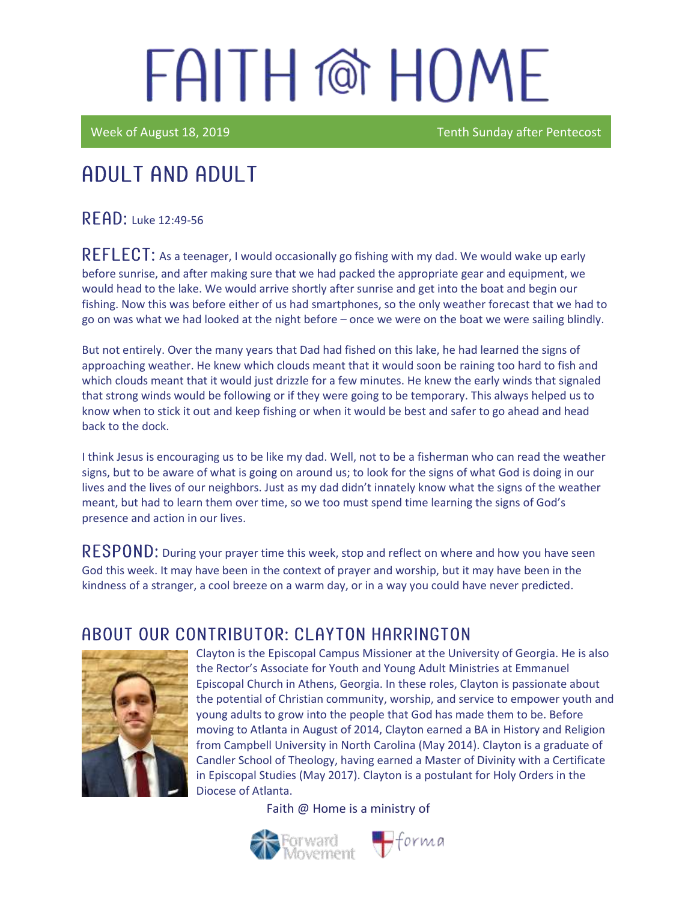# FAITH @ HOME

Week of August 18, 2019 — Tenth Sunday after Pentecost

## ADULT AND ADULT

**READ:** Luke 12:49-56

**REFLECT:** As a teenager, I would occasionally go fishing with my dad. We would wake up early before sunrise, and after making sure that we had packed the appropriate gear and equipment, we would head to the lake. We would arrive shortly after sunrise and get into the boat and begin our fishing. Now this was before either of us had smartphones, so the only weather forecast that we had to go on was what we had looked at the night before – once we were on the boat we were sailing blindly.

But not entirely. Over the many years that Dad had fished on this lake, he had learned the signs of approaching weather. He knew which clouds meant that it would soon be raining too hard to fish and which clouds meant that it would just drizzle for a few minutes. He knew the early winds that signaled that strong winds would be following or if they were going to be temporary. This always helped us to know when to stick it out and keep fishing or when it would be best and safer to go ahead and head back to the dock.

I think Jesus is encouraging us to be like my dad. Well, not to be a fisherman who can read the weather signs, but to be aware of what is going on around us; to look for the signs of what God is doing in our lives and the lives of our neighbors. Just as my dad didn't innately know what the signs of the weather meant, but had to learn them over time, so we too must spend time learning the signs of God's presence and action in our lives.

**RESPOND:** During your prayer time this week, stop and reflect on where and how you have seen God this week. It may have been in the context of prayer and worship, but it may have been in the kindness of a stranger, a cool breeze on a warm day, or in a way you could have never predicted.

## ABOUT OUR CONTRIBUTOR: CLAYTON HARRINGTON

Clayton is the Episcopal Campus Missioner at the University of Georgia. He is also the Rector's Associate for Youth and Young Adult Ministries at Emmanuel Episcopal Church in Athens, Georgia. In these roles, Clayton is passionate about the potential of Christian community, worship, and service to empower youth and young adults to grow into the people that God has made them to be. Before moving to Atlanta in August of 2014, Clayton earned a BA in History and Religion from Campbell University in North Carolina (May 2014). Clayton is a graduate of Candler School of Theology, having earned a Master of Divinity with a Certificate in Episcopal Studies (May 2017). Clayton is a postulant for Holy Orders in the Diocese of Atlanta.

Faith @ Home is a ministry of

Forward Movement · forma